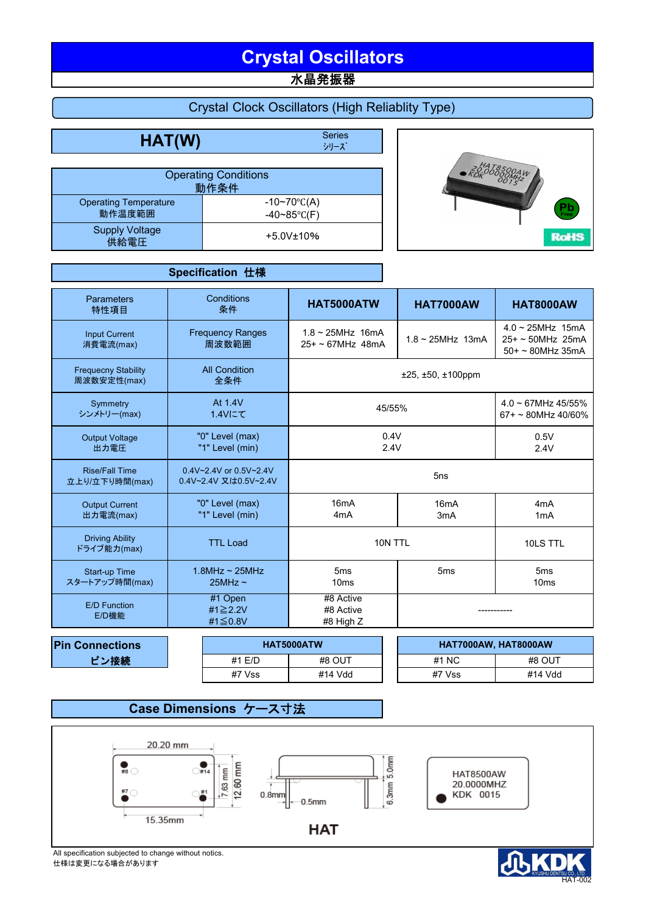# Crystal Oscillators

## 水晶発振器

### Crystal Clock Oscillators (High Reliablity Type)

## HAT(W)

Series
シリーズ

| Operating Conditions 動作条件 | |
|---|---|
| Operating Temperature 動作温度範囲 | -10~70℃(A) -40~85℃(F) |
| Supply Voltage 供給電圧 | +5.0V±10% |

### Specification 仕様

| Parameters 特性項目 | Conditions 条件 | HAT5000ATW | HAT7000AW | HAT8000AW |
|---|---|---|---|---|
| Input Current 消費電流(max) | Frequency Ranges 周波数範囲 | 1.8 ~ 25MHz 16mA 25+ ~ 67MHz 48mA | 1.8 ~ 25MHz 13mA | 4.0 ~ 25MHz 15mA 25+ ~ 50MHz 25mA 50+ ~ 80MHz 35mA |
| Frequecny Stability 周波数安定性(max) | All Condition 全条件 | ±25, ±50, ±100ppm | | |
| Symmetry シンメトリー(max) | At 1.4V 1.4Vにて | 45/55% | | 4.0 ~ 67MHz 45/55% 67+ ~ 80MHz 40/60% |
| Output Voltage 出力電圧 | "0" Level (max) "1" Level (min) | 0.4V 2.4V | | 0.5V 2.4V |
| Rise/Fall Time 立上り/立下り時間(max) | 0.4V~2.4V or 0.5V~2.4V 0.4V~2.4V 又は0.5V~2.4V | 5ns | | |
| Output Current 出力電流(max) | "0" Level (max) "1" Level (min) | 16mA 4mA | 16mA 3mA | 4mA 1mA |
| Driving Ability ドライブ能力(max) | TTL Load | 10N TTL | | 10LS TTL |
| Start-up Time スタートアップ時間(max) | 1.8MHz ~ 25MHz 25MHz ~ | 5ms 10ms | 5ms | 5ms 10ms |
| E/D Function E/D機能 | #1 Open #1≧2.2V #1≦0.8V | #8 Active #8 Active #8 High Z | ----------- | |

### Pin Connections ピン接続

| HAT5000ATW | |
|---|---|
| #1 E/D | #8 OUT |
| #7 Vss | #14 Vdd |

| HAT7000AW, HAT8000AW | |
|---|---|
| #1 NC | #8 OUT |
| #7 Vss | #14 Vdd |

### Case Dimensions ケース寸法

20.20 mm
15.35mm
7.63 mm
12.60 mm
0.8mm
0.5mm
5.0mm
6.3mm

HAT8500AW
20.0000MHZ
KDK 0015

HAT

All specification subjected to change without notics.
仕様は変更になる場合があります

KDK KYUSHU DENTSU CO., LTD
HAT-002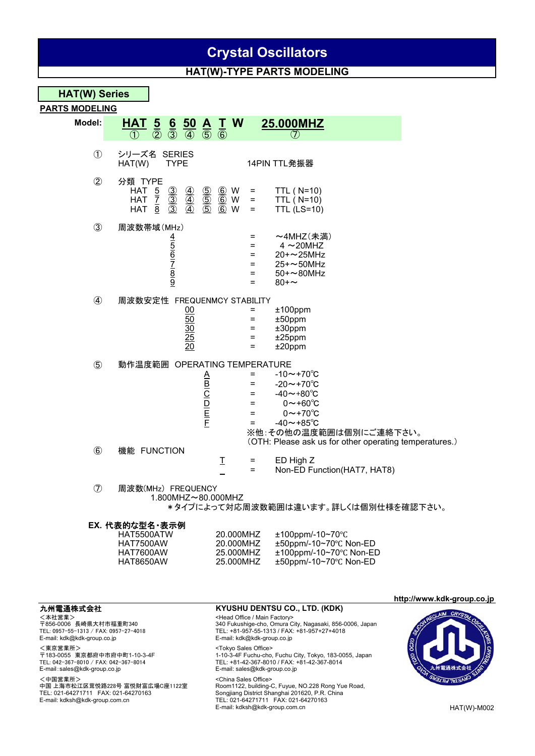# Crystal Oscillators

## HAT(W)-TYPE PARTS MODELING

### HAT(W) Series

**PARTS MODELING**

**Model:** HAT 5 6 50 A T W 25.000MHZ
①②③④⑤⑥⑦ (HAT = ①, 5 = ②, 6 = ③, 50 = ④, A = ⑤, T = ⑥, 25.000MHZ = ⑦)

① シリーズ名 SERIES
HAT(W) TYPE 14PIN TTL発振器

② 分類 TYPE

| | | |
|---|---|---|
| HAT 5 ③ ④ ⑤ ⑥ W | = | TTL ( N=10) |
| HAT 7 ③ ④ ⑤ ⑥ W | = | TTL ( N=10) |
| HAT 8 ③ ④ ⑤ ⑥ W | = | TTL (LS=10) |

③ 周波数帯域(MHz)

| | | |
|---|---|---|
| 4 | = | ～4MHZ(未満) |
| 5 | = | 4 ～20MHZ |
| 6 | = | 20+～25MHz |
| 7 | = | 25+～50MHz |
| 8 | = | 50+～80MHz |
| 9 | = | 80+～ |

④ 周波数安定性 FREQUENMCY STABILITY

| | | |
|---|---|---|
| 00 | = | ±100ppm |
| 50 | = | ±50ppm |
| 30 | = | ±30ppm |
| 25 | = | ±25ppm |
| 20 | = | ±20ppm |

⑤ 動作温度範囲 OPERATING TEMPERATURE

| | | |
|---|---|---|
| A | = | -10～+70℃ |
| B | = | -20～+70℃ |
| C | = | -40～+80℃ |
| D | = | 0～+60℃ |
| E | = | 0～+70℃ |
| F | = | -40～+85℃ |

※他：その他の温度範囲は個別にご連絡下さい。
（OTH: Please ask us for other operating temperatures.）

⑥ 機能 FUNCTION

| | | |
|---|---|---|
| T | = | ED High Z |
| _ | = | Non-ED Function(HAT7, HAT8) |

⑦ 周波数(MHz) FREQUENCY
1.800MHZ～80.000MHZ
＊タイプによって対応周波数範囲は違います。詳しくは個別仕様を確認下さい。

**EX. 代表的な型名・表示例**

| | | |
|---|---|---|
| HAT5500ATW | 20.000MHZ | ±100ppm/-10~70℃ |
| HAT7500AW | 20.000MHZ | ±50ppm/-10~70℃ Non-ED |
| HAT7600AW | 25.000MHZ | ±100ppm/-10~70℃ Non-ED |
| HAT8650AW | 25.000MHZ | ±50ppm/-10~70℃ Non-ED |

http://www.kdk-group.co.jp

**九州電通株式会社**
＜本社営業＞
〒856-0006 長崎県大村市福重町340
TEL: 0957−55−1313 / FAX: 0957−27−4018
E-mail: kdk@kdk-group.co.jp
＜東京営業所＞
〒183-0055 東京都府中市府中町1-10-3-4F
TEL: 042−367−8010 / FAX: 042−367−8014
E-mail：sales@kdk-group.co.jp
＜中国営業所＞
中国 上海市松江区茸悦路228号 富悦財富広場C座1122室
TEL: 021-64271711 FAX: 021-64270163
E-mail: kdksh@kdk-group.com.cn

**KYUSHU DENTSU CO., LTD. (KDK)**
<Head Office / Main Factory>
340 Fukushige-cho, Omura City, Nagasaki, 856-0006, Japan
TEL: +81-957-55-1313 / FAX: +81-957+27+4018
E-mail: kdk@kdk-group.co.jp
<Tokyo Sales Office>
1-10-3-4F Fuchu-cho, Fuchu City, Tokyo, 183-0055, Japan
TEL: +81-42-367-8010 / FAX: +81-42-367-8014
E-mail: sales@kdk-group.co.jp
<China Sales Office>
Room1122, building-C, Fuyue, NO.228 Rong Yue Road,
Songjiang District Shanghai 201620, P.R. China
TEL: 021-64271711 FAX: 021-64270163
E-mail: kdksh@kdk-group.com.cn

HAT(W)-M002